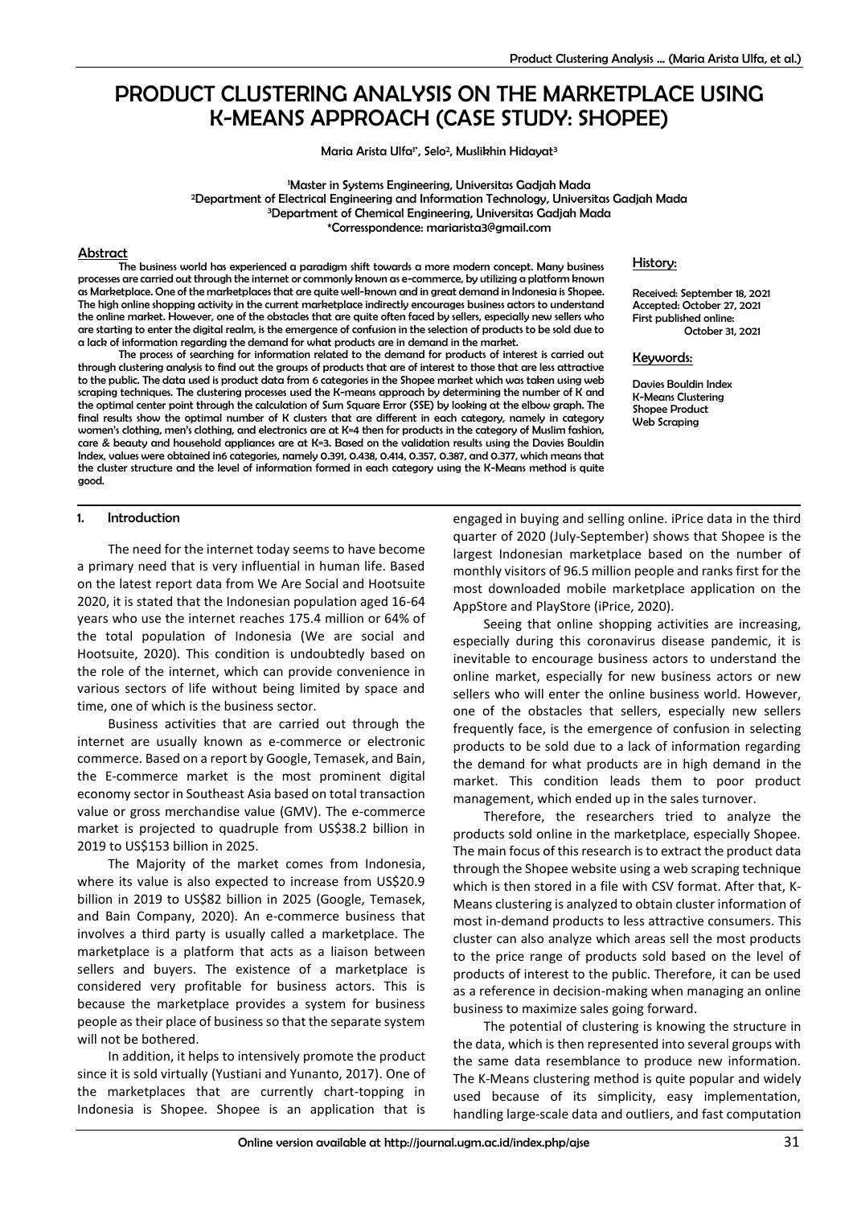# PRODUCT CLUSTERING ANALYSIS ON THE MARKETPLACE USING K-MEANS APPROACH (CASE STUDY: SHOPEE)

Maria Arista Ulfa[1*], Selo[2], Muslikhin Hidayat[3]

[1]Master in Systems Engineering, Universitas Gadjah Mada
[2]Department of Electrical Engineering and Information Technology, Universitas Gadjah Mada
[3]Department of Chemical Engineering, Universitas Gadjah Mada
*Corresspondence: mariarista3@gmail.com

## Abstract

The business world has experienced a paradigm shift towards a more modern concept. Many business processes are carried out through the internet or commonly known as e-commerce, by utilizing a platform known as Marketplace. One of the marketplaces that are quite well-known and in great demand in Indonesia is Shopee. The high online shopping activity in the current marketplace indirectly encourages business actors to understand the online market. However, one of the obstacles that are quite often faced by sellers, especially new sellers who are starting to enter the digital realm, is the emergence of confusion in the selection of products to be sold due to a lack of information regarding the demand for what products are in demand in the market.

The process of searching for information related to the demand for products of interest is carried out through clustering analysis to find out the groups of products that are of interest to those that are less attractive to the public. The data used is product data from 6 categories in the Shopee market which was taken using web scraping techniques. The clustering processes used the K-means approach by determining the number of K and the optimal center point through the calculation of Sum Square Error (SSE) by looking at the elbow graph. The final results show the optimal number of K clusters that are different in each category, namely in category women's clothing, men's clothing, and electronics are at K=4 then for products in the category of Muslim fashion, care & beauty and household appliances are at K=3. Based on the validation results using the Davies Bouldin Index, values were obtained in6 categories, namely 0.391, 0.438, 0.414, 0.357, 0.387, and 0.377, which means that the cluster structure and the level of information formed in each category using the K-Means method is quite good.

**History:**

Received: September 18, 2021
Accepted: October 27, 2021
First published online: October 31, 2021

**Keywords:**

Davies Bouldin Index
K-Means Clustering
Shopee Product
Web Scraping

## 1. Introduction

The need for the internet today seems to have become a primary need that is very influential in human life. Based on the latest report data from We Are Social and Hootsuite 2020, it is stated that the Indonesian population aged 16-64 years who use the internet reaches 175.4 million or 64% of the total population of Indonesia (We are social and Hootsuite, 2020). This condition is undoubtedly based on the role of the internet, which can provide convenience in various sectors of life without being limited by space and time, one of which is the business sector.

Business activities that are carried out through the internet are usually known as e-commerce or electronic commerce. Based on a report by Google, Temasek, and Bain, the E-commerce market is the most prominent digital economy sector in Southeast Asia based on total transaction value or gross merchandise value (GMV). The e-commerce market is projected to quadruple from US$38.2 billion in 2019 to US$153 billion in 2025.

The Majority of the market comes from Indonesia, where its value is also expected to increase from US$20.9 billion in 2019 to US$82 billion in 2025 (Google, Temasek, and Bain Company, 2020). An e-commerce business that involves a third party is usually called a marketplace. The marketplace is a platform that acts as a liaison between sellers and buyers. The existence of a marketplace is considered very profitable for business actors. This is because the marketplace provides a system for business people as their place of business so that the separate system will not be bothered.

In addition, it helps to intensively promote the product since it is sold virtually (Yustiani and Yunanto, 2017). One of the marketplaces that are currently chart-topping in Indonesia is Shopee. Shopee is an application that is engaged in buying and selling online. iPrice data in the third quarter of 2020 (July-September) shows that Shopee is the largest Indonesian marketplace based on the number of monthly visitors of 96.5 million people and ranks first for the most downloaded mobile marketplace application on the AppStore and PlayStore (iPrice, 2020).

Seeing that online shopping activities are increasing, especially during this coronavirus disease pandemic, it is inevitable to encourage business actors to understand the online market, especially for new business actors or new sellers who will enter the online business world. However, one of the obstacles that sellers, especially new sellers frequently face, is the emergence of confusion in selecting products to be sold due to a lack of information regarding the demand for what products are in high demand in the market. This condition leads them to poor product management, which ended up in the sales turnover.

Therefore, the researchers tried to analyze the products sold online in the marketplace, especially Shopee. The main focus of this research is to extract the product data through the Shopee website using a web scraping technique which is then stored in a file with CSV format. After that, K-Means clustering is analyzed to obtain cluster information of most in-demand products to less attractive consumers. This cluster can also analyze which areas sell the most products to the price range of products sold based on the level of products of interest to the public. Therefore, it can be used as a reference in decision-making when managing an online business to maximize sales going forward.

The potential of clustering is knowing the structure in the data, which is then represented into several groups with the same data resemblance to produce new information. The K-Means clustering method is quite popular and widely used because of its simplicity, easy implementation, handling large-scale data and outliers, and fast computation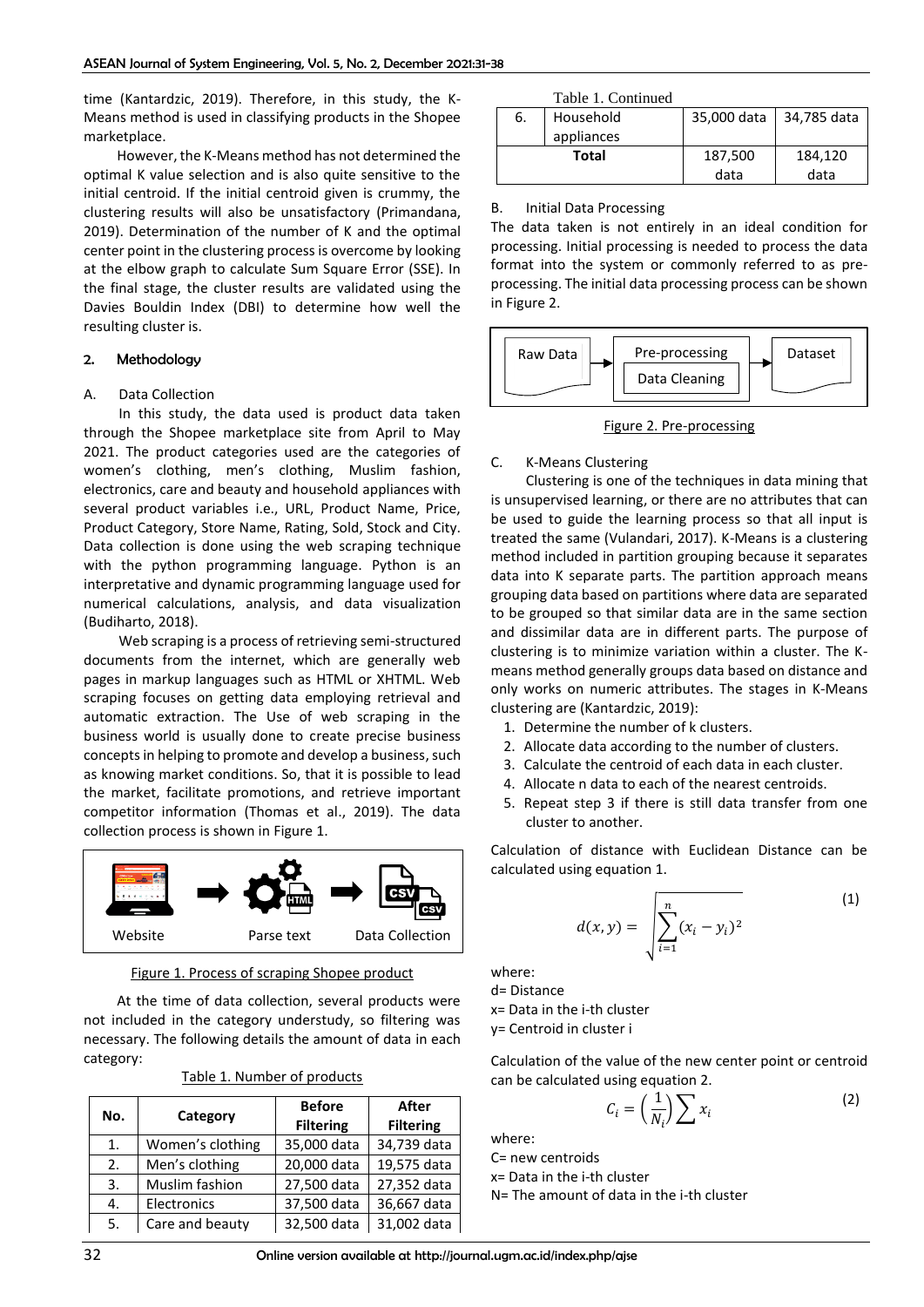time (Kantardzic, 2019). Therefore, in this study, the K-Means method is used in classifying products in the Shopee marketplace.

However, the K-Means method has not determined the optimal K value selection and is also quite sensitive to the initial centroid. If the initial centroid given is crummy, the clustering results will also be unsatisfactory (Primandana, 2019). Determination of the number of K and the optimal center point in the clustering process is overcome by looking at the elbow graph to calculate Sum Square Error (SSE). In the final stage, the cluster results are validated using the Davies Bouldin Index (DBI) to determine how well the resulting cluster is.

## 2. Methodology

### A. Data Collection

In this study, the data used is product data taken through the Shopee marketplace site from April to May 2021. The product categories used are the categories of women's clothing, men's clothing, Muslim fashion, electronics, care and beauty and household appliances with several product variables i.e., URL, Product Name, Price, Product Category, Store Name, Rating, Sold, Stock and City. Data collection is done using the web scraping technique with the python programming language. Python is an interpretative and dynamic programming language used for numerical calculations, analysis, and data visualization (Budiharto, 2018).

Web scraping is a process of retrieving semi-structured documents from the internet, which are generally web pages in markup languages such as HTML or XHTML. Web scraping focuses on getting data employing retrieval and automatic extraction. The Use of web scraping in the business world is usually done to create precise business concepts in helping to promote and develop a business, such as knowing market conditions. So, that it is possible to lead the market, facilitate promotions, and retrieve important competitor information (Thomas et al., 2019). The data collection process is shown in Figure 1.

Website → Parse text → Data Collection

Figure 1. Process of scraping Shopee product

At the time of data collection, several products were not included in the category understudy, so filtering was necessary. The following details the amount of data in each category:

Table 1. Number of products

| No. | Category | Before Filtering | After Filtering |
|---|---|---|---|
| 1. | Women's clothing | 35,000 data | 34,739 data |
| 2. | Men's clothing | 20,000 data | 19,575 data |
| 3. | Muslim fashion | 27,500 data | 27,352 data |
| 4. | Electronics | 37,500 data | 36,667 data |
| 5. | Care and beauty | 32,500 data | 31,002 data |
| 6. | Household appliances | 35,000 data | 34,785 data |
| Total | | 187,500 data | 184,120 data |

### B. Initial Data Processing

The data taken is not entirely in an ideal condition for processing. Initial processing is needed to process the data format into the system or commonly referred to as pre-processing. The initial data processing process can be shown in Figure 2.

Raw Data → Pre-processing (Data Cleaning) → Dataset

Figure 2. Pre-processing

### C. K-Means Clustering

Clustering is one of the techniques in data mining that is unsupervised learning, or there are no attributes that can be used to guide the learning process so that all input is treated the same (Vulandari, 2017). K-Means is a clustering method included in partition grouping because it separates data into K separate parts. The partition approach means grouping data based on partitions where data are separated to be grouped so that similar data are in the same section and dissimilar data are in different parts. The purpose of clustering is to minimize variation within a cluster. The K-means method generally groups data based on distance and only works on numeric attributes. The stages in K-Means clustering are (Kantardzic, 2019):

1. Determine the number of k clusters.
2. Allocate data according to the number of clusters.
3. Calculate the centroid of each data in each cluster.
4. Allocate n data to each of the nearest centroids.
5. Repeat step 3 if there is still data transfer from one cluster to another.

Calculation of distance with Euclidean Distance can be calculated using equation 1.

$$d(x, y) = \sqrt{\sum_{i=1}^{n}(x_i - y_i)^2} \quad (1)$$

where:
d= Distance
x= Data in the i-th cluster
y= Centroid in cluster i

Calculation of the value of the new center point or centroid can be calculated using equation 2.

$$C_i = \left(\frac{1}{N_i}\right)\sum x_i \quad (2)$$

where:
C= new centroids
x= Data in the i-th cluster
N= The amount of data in the i-th cluster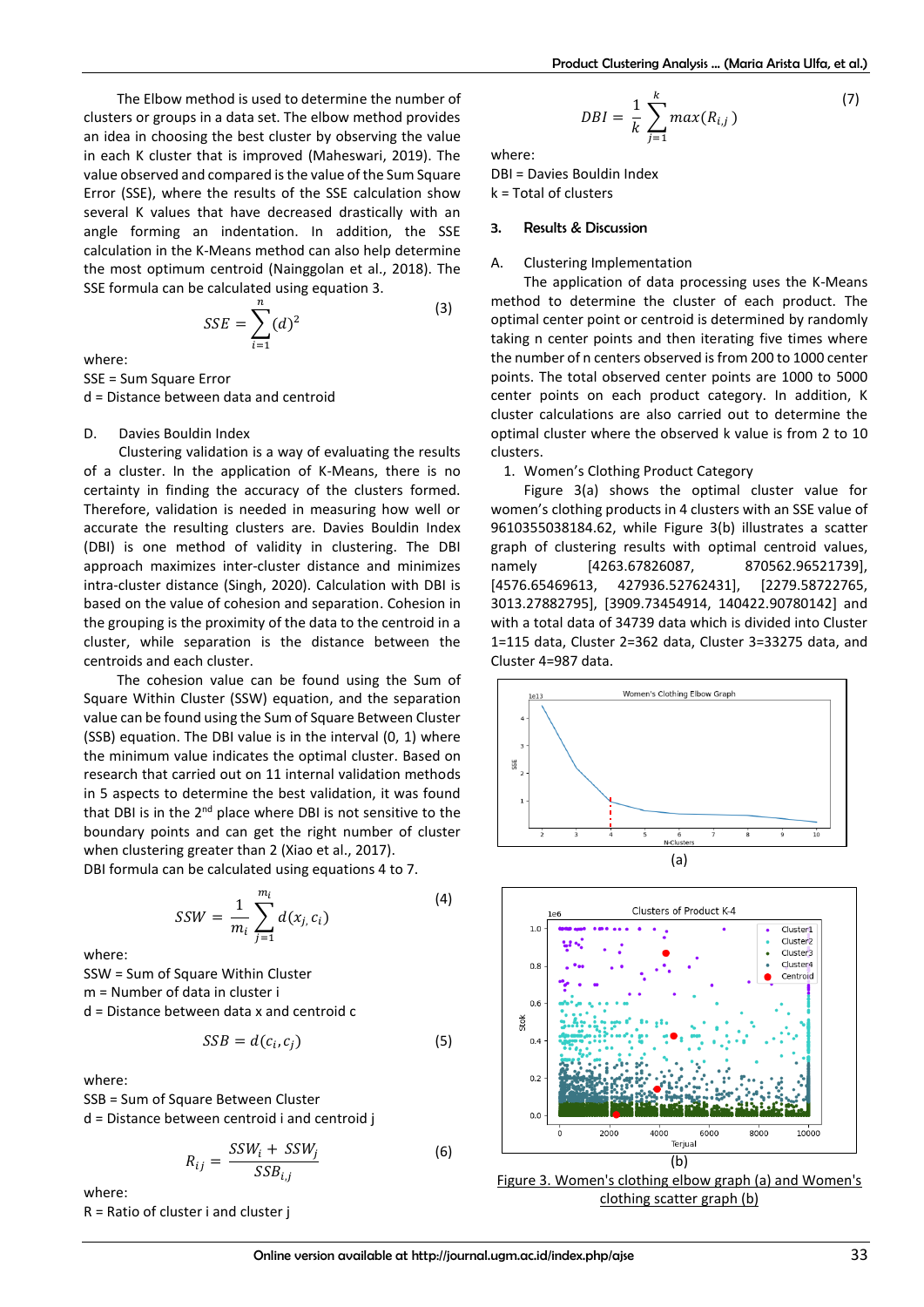The Elbow method is used to determine the number of clusters or groups in a data set. The elbow method provides an idea in choosing the best cluster by observing the value in each K cluster that is improved (Maheswari, 2019). The value observed and compared is the value of the Sum Square Error (SSE), where the results of the SSE calculation show several K values that have decreased drastically with an angle forming an indentation. In addition, the SSE calculation in the K-Means method can also help determine the most optimum centroid (Nainggolan et al., 2018). The SSE formula can be calculated using equation 3.

$$SSE = \sum_{i=1}^{n} (d)^2 \tag{3}$$

where:
SSE = Sum Square Error
d = Distance between data and centroid

D. Davies Bouldin Index

Clustering validation is a way of evaluating the results of a cluster. In the application of K-Means, there is no certainty in finding the accuracy of the clusters formed. Therefore, validation is needed in measuring how well or accurate the resulting clusters are. Davies Bouldin Index (DBI) is one method of validity in clustering. The DBI approach maximizes inter-cluster distance and minimizes intra-cluster distance (Singh, 2020). Calculation with DBI is based on the value of cohesion and separation. Cohesion in the grouping is the proximity of the data to the centroid in a cluster, while separation is the distance between the centroids and each cluster.

The cohesion value can be found using the Sum of Square Within Cluster (SSW) equation, and the separation value can be found using the Sum of Square Between Cluster (SSB) equation. The DBI value is in the interval (0, 1) where the minimum value indicates the optimal cluster. Based on research that carried out on 11 internal validation methods in 5 aspects to determine the best validation, it was found that DBI is in the 2nd place where DBI is not sensitive to the boundary points and can get the right number of cluster when clustering greater than 2 (Xiao et al., 2017).
DBI formula can be calculated using equations 4 to 7.

$$SSW = \frac{1}{m_i} \sum_{j=1}^{m_i} d(x_j, c_i) \tag{4}$$

where:
SSW = Sum of Square Within Cluster
m = Number of data in cluster i
d = Distance between data x and centroid c

$$SSB = d(c_i, c_j) \tag{5}$$

where:
SSB = Sum of Square Between Cluster
d = Distance between centroid i and centroid j

$$R_{ij} = \frac{SSW_i + SSW_j}{SSB_{i,j}} \tag{6}$$

where:
R = Ratio of cluster i and cluster j

$$DBI = \frac{1}{k} \sum_{j=1}^{k} max(R_{i,j}) \tag{7}$$

where:
DBI = Davies Bouldin Index
k = Total of clusters

## 3. Results & Discussion

A. Clustering Implementation

The application of data processing uses the K-Means method to determine the cluster of each product. The optimal center point or centroid is determined by randomly taking n center points and then iterating five times where the number of n centers observed is from 200 to 1000 center points. The total observed center points are 1000 to 5000 center points on each product category. In addition, K cluster calculations are also carried out to determine the optimal cluster where the observed k value is from 2 to 10 clusters.

1. Women's Clothing Product Category

Figure 3(a) shows the optimal cluster value for women's clothing products in 4 clusters with an SSE value of 9610355038184.62, while Figure 3(b) illustrates a scatter graph of clustering results with optimal centroid values, namely [4263.67826087, 870562.96521739], [4576.65469613, 427936.52762431], [2279.58722765, 3013.27882795], [3909.73454914, 140422.90780142] and with a total data of 34739 data which is divided into Cluster 1=115 data, Cluster 2=362 data, Cluster 3=33275 data, and Cluster 4=987 data.

(a)

(b)

Figure 3. Women's clothing elbow graph (a) and Women's clothing scatter graph (b)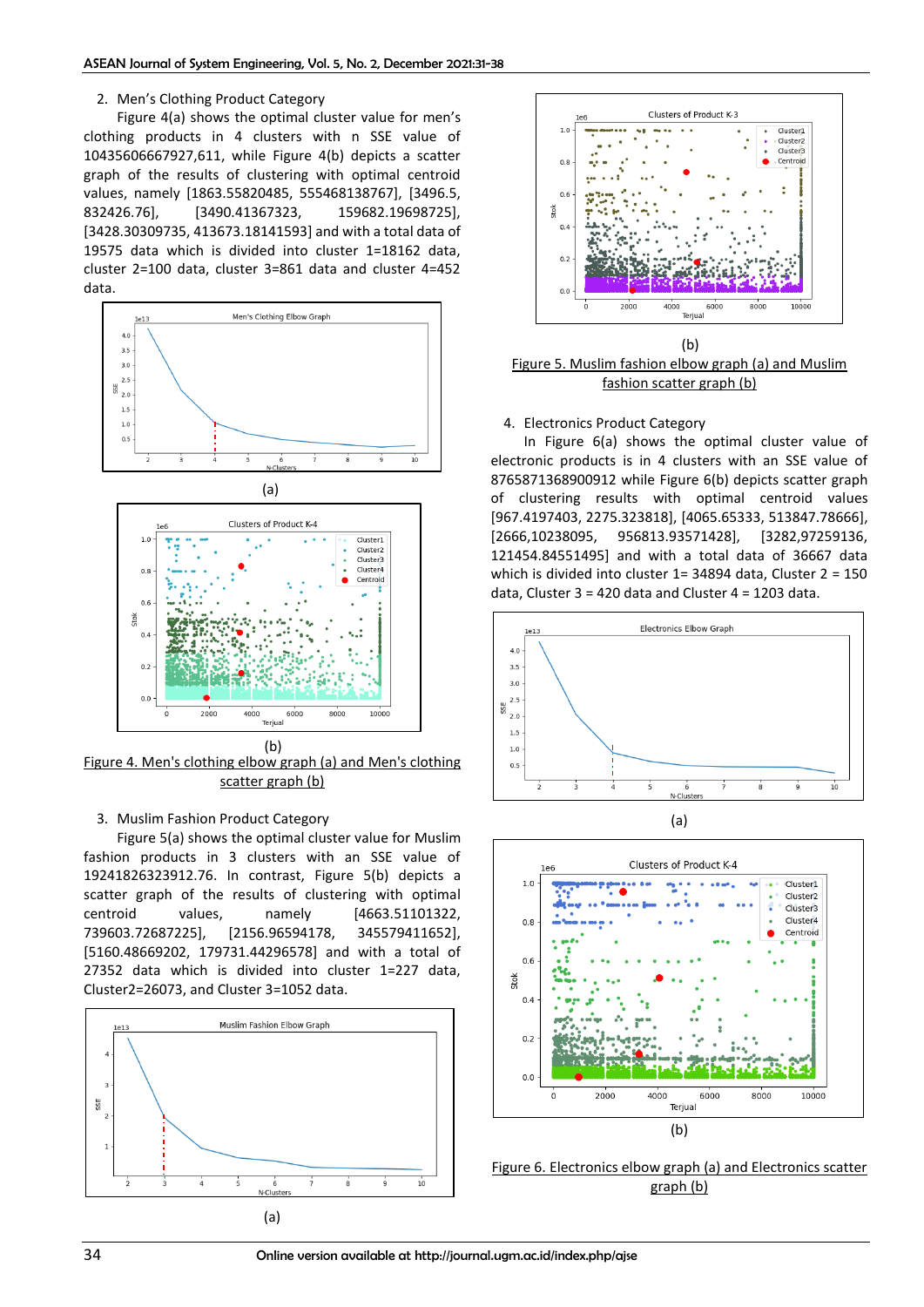2. Men's Clothing Product Category

Figure 4(a) shows the optimal cluster value for men's clothing products in 4 clusters with n SSE value of 10435606667927,611, while Figure 4(b) depicts a scatter graph of the results of clustering with optimal centroid values, namely [1863.55820485, 555468138767], [3496.5, 832426.76], [3490.41367323, 159682.19698725], [3428.30309735, 413673.18141593] and with a total data of 19575 data which is divided into cluster 1=18162 data, cluster 2=100 data, cluster 3=861 data and cluster 4=452 data.

(a)

(b)

Figure 4. Men's clothing elbow graph (a) and Men's clothing scatter graph (b)

3. Muslim Fashion Product Category

Figure 5(a) shows the optimal cluster value for Muslim fashion products in 3 clusters with an SSE value of 19241826323912.76. In contrast, Figure 5(b) depicts a scatter graph of the results of clustering with optimal centroid values, namely [4663.51101322, 739603.72687225], [2156.96594178, 345579411652], [5160.48669202, 179731.44296578] and with a total of 27352 data which is divided into cluster 1=227 data, Cluster2=26073, and Cluster 3=1052 data.

(a)

(b)

Figure 5. Muslim fashion elbow graph (a) and Muslim fashion scatter graph (b)

4. Electronics Product Category

In Figure 6(a) shows the optimal cluster value of electronic products is in 4 clusters with an SSE value of 8765871368900912 while Figure 6(b) depicts scatter graph of clustering results with optimal centroid values [967.4197403, 2275.323818], [4065.65333, 513847.78666], [2666,10238095, 956813.93571428], [3282,97259136, 121454.84551495] and with a total data of 36667 data which is divided into cluster 1= 34894 data, Cluster 2 = 150 data, Cluster 3 = 420 data and Cluster 4 = 1203 data.

(a)

(b)

Figure 6. Electronics elbow graph (a) and Electronics scatter graph (b)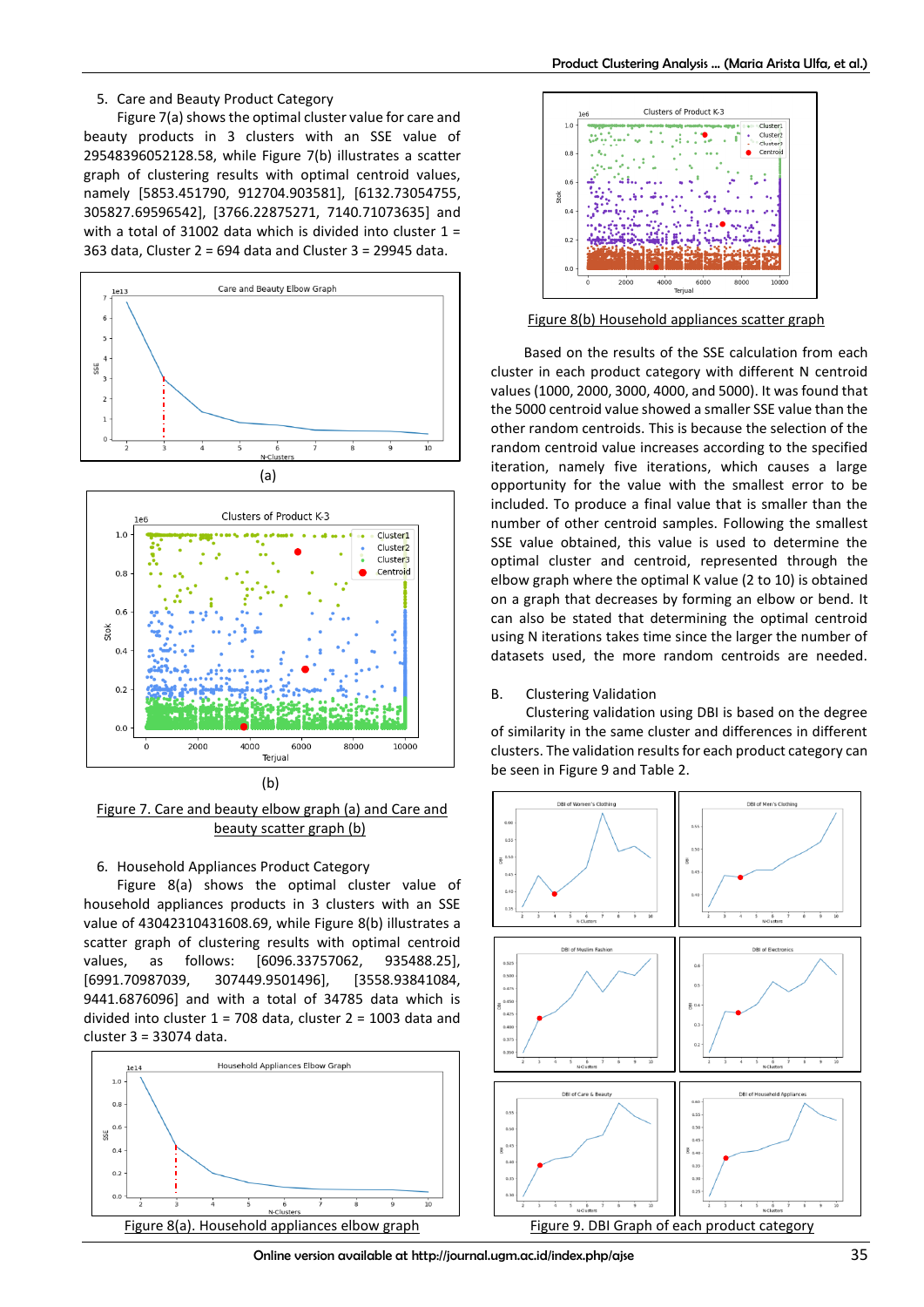5. Care and Beauty Product Category

Figure 7(a) shows the optimal cluster value for care and beauty products in 3 clusters with an SSE value of 29548396052128.58, while Figure 7(b) illustrates a scatter graph of clustering results with optimal centroid values, namely [5853.451790, 912704.903581], [6132.73054755, 305827.69596542], [3766.22875271, 7140.71073635] and with a total of 31002 data which is divided into cluster 1 = 363 data, Cluster 2 = 694 data and Cluster 3 = 29945 data.

(a)

(b)

Figure 7. Care and beauty elbow graph (a) and Care and beauty scatter graph (b)

6. Household Appliances Product Category

Figure 8(a) shows the optimal cluster value of household appliances products in 3 clusters with an SSE value of 43042310431608.69, while Figure 8(b) illustrates a scatter graph of clustering results with optimal centroid values, as follows: [6096.33757062, 935488.25], [6991.70987039, 307449.9501496], [3558.93841084, 9441.6876096] and with a total of 34785 data which is divided into cluster 1 = 708 data, cluster 2 = 1003 data and cluster 3 = 33074 data.

Figure 8(a). Household appliances elbow graph

Figure 8(b) Household appliances scatter graph

Based on the results of the SSE calculation from each cluster in each product category with different N centroid values (1000, 2000, 3000, 4000, and 5000). It was found that the 5000 centroid value showed a smaller SSE value than the other random centroids. This is because the selection of the random centroid value increases according to the specified iteration, namely five iterations, which causes a large opportunity for the value with the smallest error to be included. To produce a final value that is smaller than the number of other centroid samples. Following the smallest SSE value obtained, this value is used to determine the optimal cluster and centroid, represented through the elbow graph where the optimal K value (2 to 10) is obtained on a graph that decreases by forming an elbow or bend. It can also be stated that determining the optimal centroid using N iterations takes time since the larger the number of datasets used, the more random centroids are needed.

B. Clustering Validation

Clustering validation using DBI is based on the degree of similarity in the same cluster and differences in different clusters. The validation results for each product category can be seen in Figure 9 and Table 2.

Figure 9. DBI Graph of each product category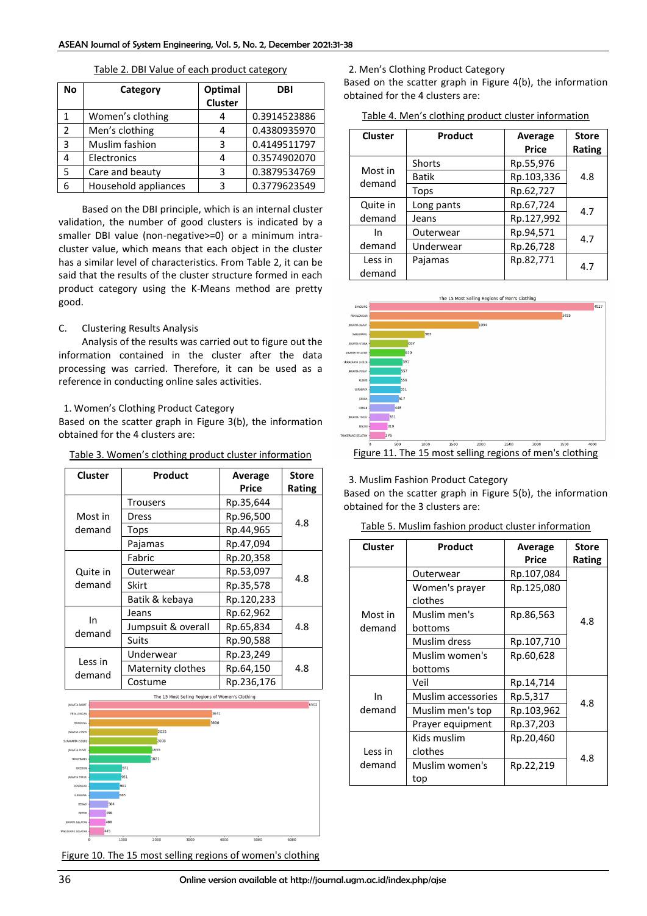Table 2. DBI Value of each product category

| No | Category | Optimal Cluster | DBI |
|---|---|---|---|
| 1 | Women's clothing | 4 | 0.3914523886 |
| 2 | Men's clothing | 4 | 0.4380935970 |
| 3 | Muslim fashion | 3 | 0.4149511797 |
| 4 | Electronics | 4 | 0.3574902070 |
| 5 | Care and beauty | 3 | 0.3879534769 |
| 6 | Household appliances | 3 | 0.3779623549 |

Based on the DBI principle, which is an internal cluster validation, the number of good clusters is indicated by a smaller DBI value (non-negative>=0) or a minimum intra-cluster value, which means that each object in the cluster has a similar level of characteristics. From Table 2, it can be said that the results of the cluster structure formed in each product category using the K-Means method are pretty good.

C. Clustering Results Analysis

Analysis of the results was carried out to figure out the information contained in the cluster after the data processing was carried. Therefore, it can be used as a reference in conducting online sales activities.

1. Women's Clothing Product Category

Based on the scatter graph in Figure 3(b), the information obtained for the 4 clusters are:

Table 3. Women's clothing product cluster information

| Cluster | Product | Average Price | Store Rating |
|---|---|---|---|
| Most in demand | Trousers | Rp.35,644 | 4.8 |
| | Dress | Rp.96,500 | |
| | Tops | Rp.44,965 | |
| | Pajamas | Rp.47,094 | |
| Quite in demand | Fabric | Rp.20,358 | 4.8 |
| | Outerwear | Rp.53,097 | |
| | Skirt | Rp.35,578 | |
| | Batik & kebaya | Rp.120,233 | |
| In demand | Jeans | Rp.62,962 | 4.8 |
| | Jumpsuit & overall | Rp.65,834 | |
| | Suits | Rp.90,588 | |
| Less in demand | Underwear | Rp.23,249 | 4.8 |
| | Maternity clothes | Rp.64,150 | |
| | Costume | Rp.236,176 | |

Figure 10. The 15 most selling regions of women's clothing

2. Men's Clothing Product Category

Based on the scatter graph in Figure 4(b), the information obtained for the 4 clusters are:

Table 4. Men's clothing product cluster information

| Cluster | Product | Average Price | Store Rating |
|---|---|---|---|
| Most in demand | Shorts | Rp.55,976 | 4.8 |
| | Batik | Rp.103,336 | |
| | Tops | Rp.62,727 | |
| Quite in demand | Long pants | Rp.67,724 | 4.7 |
| | Jeans | Rp.127,992 | |
| In demand | Outerwear | Rp.94,571 | 4.7 |
| | Underwear | Rp.26,728 | |
| Less in demand | Pajamas | Rp.82,771 | 4.7 |

Figure 11. The 15 most selling regions of men's clothing

3. Muslim Fashion Product Category

Based on the scatter graph in Figure 5(b), the information obtained for the 3 clusters are:

Table 5. Muslim fashion product cluster information

| Cluster | Product | Average Price | Store Rating |
|---|---|---|---|
| Most in demand | Outerwear | Rp.107,084 | 4.8 |
| | Women's prayer clothes | Rp.125,080 | |
| | Muslim men's bottoms | Rp.86,563 | |
| | Muslim dress | Rp.107,710 | |
| | Muslim women's bottoms | Rp.60,628 | |
| In demand | Veil | Rp.14,714 | 4.8 |
| | Muslim accessories | Rp.5,317 | |
| | Muslim men's top | Rp.103,962 | |
| | Prayer equipment | Rp.37,203 | |
| Less in demand | Kids muslim clothes | Rp.20,460 | 4.8 |
| | Muslim women's top | Rp.22,219 | |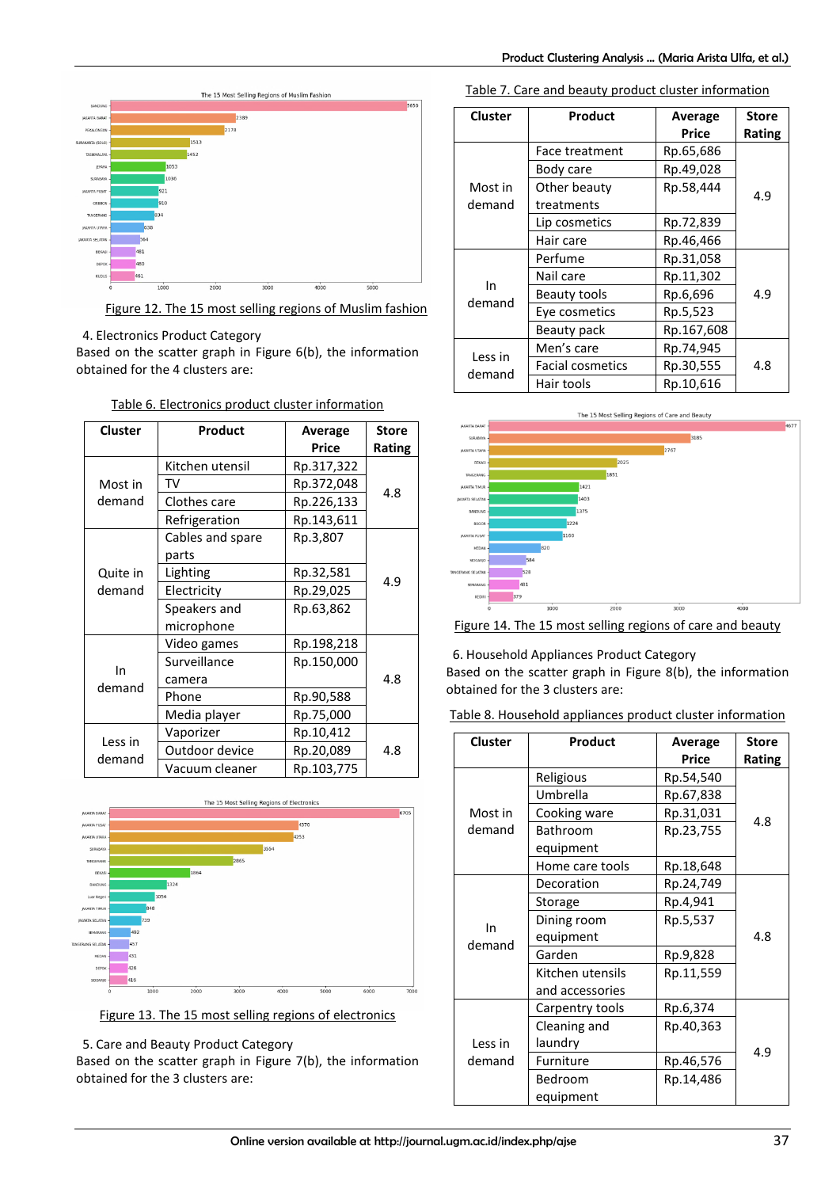Figure 12. The 15 most selling regions of Muslim fashion

4. Electronics Product Category

Based on the scatter graph in Figure 6(b), the information obtained for the 4 clusters are:

Table 6. Electronics product cluster information

| Cluster | Product | Average Price | Store Rating |
|---|---|---|---|
| Most in demand | Kitchen utensil | Rp.317,322 | 4.8 |
| | TV | Rp.372,048 | |
| | Clothes care | Rp.226,133 | |
| | Refrigeration | Rp.143,611 | |
| Quite in demand | Cables and spare parts | Rp.3,807 | 4.9 |
| | Lighting | Rp.32,581 | |
| | Electricity | Rp.29,025 | |
| | Speakers and microphone | Rp.63,862 | |
| In demand | Video games | Rp.198,218 | 4.8 |
| | Surveillance camera | Rp.150,000 | |
| | Phone | Rp.90,588 | |
| | Media player | Rp.75,000 | |
| Less in demand | Vaporizer | Rp.10,412 | 4.8 |
| | Outdoor device | Rp.20,089 | |
| | Vacuum cleaner | Rp.103,775 | |

Figure 13. The 15 most selling regions of electronics

5. Care and Beauty Product Category

Based on the scatter graph in Figure 7(b), the information obtained for the 3 clusters are:

Table 7. Care and beauty product cluster information

| Cluster | Product | Average Price | Store Rating |
|---|---|---|---|
| Most in demand | Face treatment | Rp.65,686 | 4.9 |
| | Body care | Rp.49,028 | |
| | Other beauty treatments | Rp.58,444 | |
| | Lip cosmetics | Rp.72,839 | |
| | Hair care | Rp.46,466 | |
| In demand | Perfume | Rp.31,058 | 4.9 |
| | Nail care | Rp.11,302 | |
| | Beauty tools | Rp.6,696 | |
| | Eye cosmetics | Rp.5,523 | |
| | Beauty pack | Rp.167,608 | |
| Less in demand | Men's care | Rp.74,945 | 4.8 |
| | Facial cosmetics | Rp.30,555 | |
| | Hair tools | Rp.10,616 | |

Figure 14. The 15 most selling regions of care and beauty

6. Household Appliances Product Category

Based on the scatter graph in Figure 8(b), the information obtained for the 3 clusters are:

Table 8. Household appliances product cluster information

| Cluster | Product | Average Price | Store Rating |
|---|---|---|---|
| Most in demand | Religious | Rp.54,540 | 4.8 |
| | Umbrella | Rp.67,838 | |
| | Cooking ware | Rp.31,031 | |
| | Bathroom equipment | Rp.23,755 | |
| | Home care tools | Rp.18,648 | |
| In demand | Decoration | Rp.24,749 | 4.8 |
| | Storage | Rp.4,941 | |
| | Dining room equipment | Rp.5,537 | |
| | Garden | Rp.9,828 | |
| | Kitchen utensils and accessories | Rp.11,559 | |
| Less in demand | Carpentry tools | Rp.6,374 | 4.9 |
| | Cleaning and laundry | Rp.40,363 | |
| | Furniture | Rp.46,576 | |
| | Bedroom equipment | Rp.14,486 | |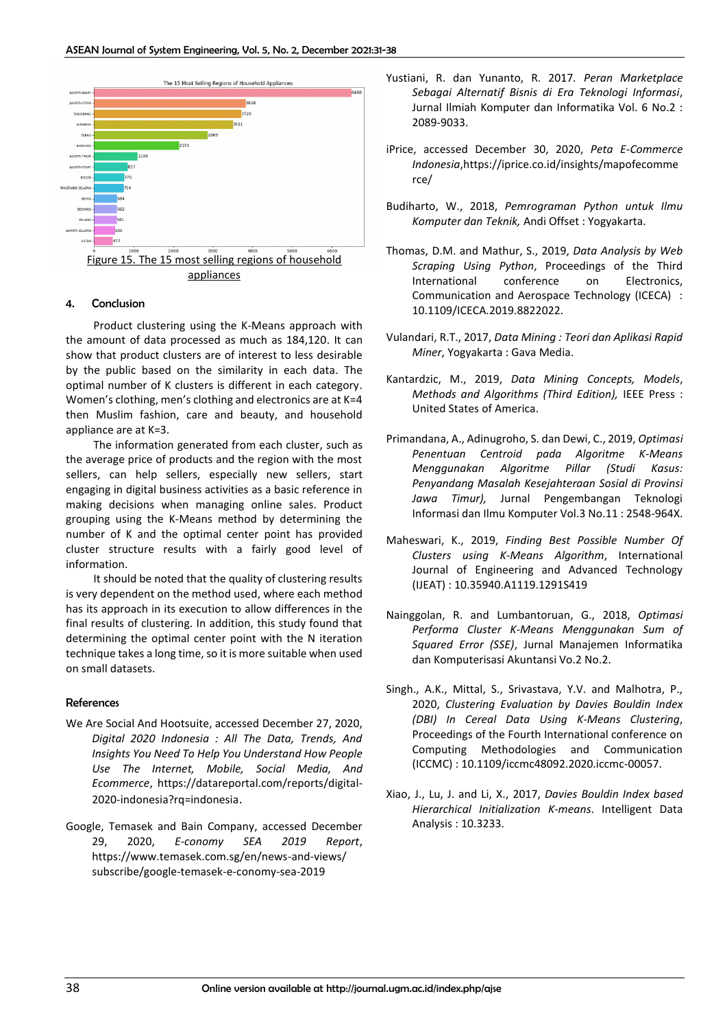The 15 Most Selling Regions of Household Appliances

JAKARTA BARAT 6488
JAKARTA UTARA 3828
TANGERANG 3720
SURABAYA 3511
BEKASI 2869
BANDUNG 2155
JAKARTA TIMUR 1108
JAKARTA PUSAT 857
BOGOR 770
TANGERANG SELATAN 754
DEPOK 584
SIDOARJO 582
MALANG 581
JAKARTA SELATAN 535
BATAM 477

0 1000 2000 3000 4000 5000 6000

Figure 15. The 15 most selling regions of household appliances

## 4. Conclusion

Product clustering using the K-Means approach with the amount of data processed as much as 184,120. It can show that product clusters are of interest to less desirable by the public based on the similarity in each data. The optimal number of K clusters is different in each category. Women's clothing, men's clothing and electronics are at K=4 then Muslim fashion, care and beauty, and household appliance are at K=3.

The information generated from each cluster, such as the average price of products and the region with the most sellers, can help sellers, especially new sellers, start engaging in digital business activities as a basic reference in making decisions when managing online sales. Product grouping using the K-Means method by determining the number of K and the optimal center point has provided cluster structure results with a fairly good level of information.

It should be noted that the quality of clustering results is very dependent on the method used, where each method has its approach in its execution to allow differences in the final results of clustering. In addition, this study found that determining the optimal center point with the N iteration technique takes a long time, so it is more suitable when used on small datasets.

## References

We Are Social And Hootsuite, accessed December 27, 2020, *Digital 2020 Indonesia : All The Data, Trends, And Insights You Need To Help You Understand How People Use The Internet, Mobile, Social Media, And Ecommerce*, https://datareportal.com/reports/digital-2020-indonesia?rq=indonesia.

Google, Temasek and Bain Company, accessed December 29, 2020, *E-conomy SEA 2019 Report*, https://www.temasek.com.sg/en/news-and-views/subscribe/google-temasek-e-conomy-sea-2019

Yustiani, R. dan Yunanto, R. 2017. *Peran Marketplace Sebagai Alternatif Bisnis di Era Teknologi Informasi*, Jurnal Ilmiah Komputer dan Informatika Vol. 6 No.2 : 2089-9033.

iPrice, accessed December 30, 2020, *Peta E-Commerce Indonesia*,https://iprice.co.id/insights/mapofecommerce/

Budiharto, W., 2018, *Pemrograman Python untuk Ilmu Komputer dan Teknik,* Andi Offset : Yogyakarta.

Thomas, D.M. and Mathur, S., 2019, *Data Analysis by Web Scraping Using Python*, Proceedings of the Third International conference on Electronics, Communication and Aerospace Technology (ICECA) : 10.1109/ICECA.2019.8822022.

Vulandari, R.T., 2017, *Data Mining : Teori dan Aplikasi Rapid Miner*, Yogyakarta : Gava Media.

Kantardzic, M., 2019, *Data Mining Concepts, Models, Methods and Algorithms (Third Edition),* IEEE Press : United States of America.

Primandana, A., Adinugroho, S. dan Dewi, C., 2019, *Optimasi Penentuan Centroid pada Algoritme K-Means Menggunakan Algoritme Pillar (Studi Kasus: Penyandang Masalah Kesejahteraan Sosial di Provinsi Jawa Timur),* Jurnal Pengembangan Teknologi Informasi dan Ilmu Komputer Vol.3 No.11 : 2548-964X.

Maheswari, K., 2019, *Finding Best Possible Number Of Clusters using K-Means Algorithm*, International Journal of Engineering and Advanced Technology (IJEAT) : 10.35940.A1119.1291S419

Nainggolan, R. and Lumbantoruan, G., 2018, *Optimasi Performa Cluster K-Means Menggunakan Sum of Squared Error (SSE)*, Jurnal Manajemen Informatika dan Komputerisasi Akuntansi Vo.2 No.2.

Singh., A.K., Mittal, S., Srivastava, Y.V. and Malhotra, P., 2020, *Clustering Evaluation by Davies Bouldin Index (DBI) In Cereal Data Using K-Means Clustering*, Proceedings of the Fourth International conference on Computing Methodologies and Communication (ICCMC) : 10.1109/iccmc48092.2020.iccmc-00057.

Xiao, J., Lu, J. and Li, X., 2017, *Davies Bouldin Index based Hierarchical Initialization K-means*. Intelligent Data Analysis : 10.3233.